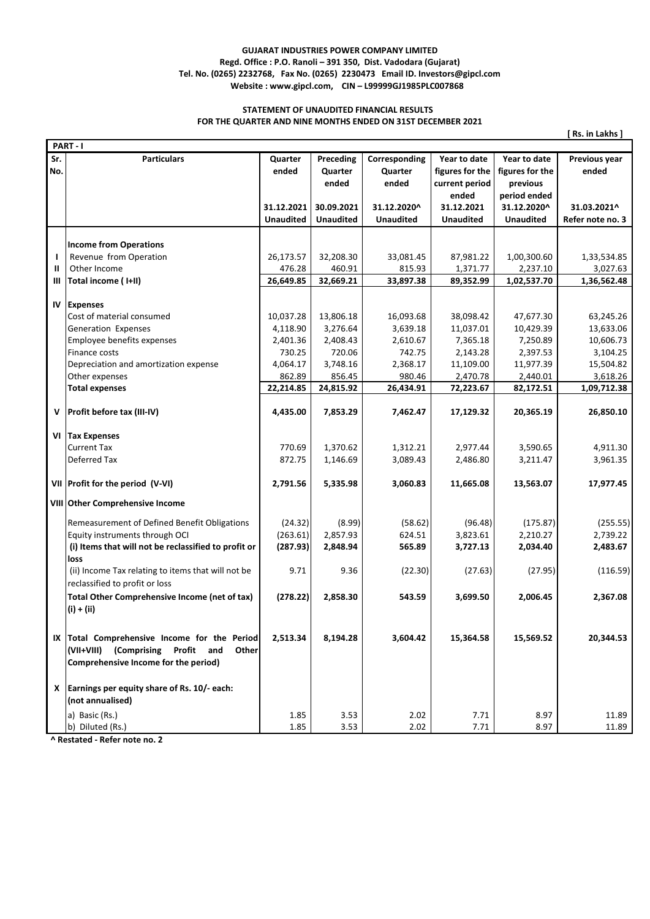**GUJARAT INDUSTRIES POWER COMPANY LIMITED**
**Regd. Office : P.O. Ranoli – 391 350, Dist. Vadodara (Gujarat)**
**Tel. No. (0265) 2232768, Fax No. (0265) 2230473 Email ID. Investors@gipcl.com**
**Website : www.gipcl.com, CIN – L99999GJ1985PLC007868**

**STATEMENT OF UNAUDITED FINANCIAL RESULTS**
**FOR THE QUARTER AND NINE MONTHS ENDED ON 31ST DECEMBER 2021**

[ Rs. in Lakhs ]

**PART - I**

| Sr. No. | Particulars | Quarter ended | Preceding Quarter ended | Corresponding Quarter ended | Year to date figures for the current period ended | Year to date figures for the previous period ended | Previous year ended |
|---|---|---|---|---|---|---|---|
| | | 31.12.2021 | 30.09.2021 | 31.12.2020^ | 31.12.2021 | 31.12.2020^ | 31.03.2021^ |
| | | Unaudited | Unaudited | Unaudited | Unaudited | Unaudited | Refer note no. 3 |
| | **Income from Operations** | | | | | | |
| I | Revenue from Operation | 26,173.57 | 32,208.30 | 33,081.45 | 87,981.22 | 1,00,300.60 | 1,33,534.85 |
| II | Other Income | 476.28 | 460.91 | 815.93 | 1,371.77 | 2,237.10 | 3,027.63 |
| III | **Total income ( I+II)** | **26,649.85** | **32,669.21** | **33,897.38** | **89,352.99** | **1,02,537.70** | **1,36,562.48** |
| IV | **Expenses** | | | | | | |
| | Cost of material consumed | 10,037.28 | 13,806.18 | 16,093.68 | 38,098.42 | 47,677.30 | 63,245.26 |
| | Generation Expenses | 4,118.90 | 3,276.64 | 3,639.18 | 11,037.01 | 10,429.39 | 13,633.06 |
| | Employee benefits expenses | 2,401.36 | 2,408.43 | 2,610.67 | 7,365.18 | 7,250.89 | 10,606.73 |
| | Finance costs | 730.25 | 720.06 | 742.75 | 2,143.28 | 2,397.53 | 3,104.25 |
| | Depreciation and amortization expense | 4,064.17 | 3,748.16 | 2,368.17 | 11,109.00 | 11,977.39 | 15,504.82 |
| | Other expenses | 862.89 | 856.45 | 980.46 | 2,470.78 | 2,440.01 | 3,618.26 |
| | **Total expenses** | **22,214.85** | **24,815.92** | **26,434.91** | **72,223.67** | **82,172.51** | **1,09,712.38** |
| V | **Profit before tax (III-IV)** | **4,435.00** | **7,853.29** | **7,462.47** | **17,129.32** | **20,365.19** | **26,850.10** |
| VI | **Tax Expenses** | | | | | | |
| | Current Tax | 770.69 | 1,370.62 | 1,312.21 | 2,977.44 | 3,590.65 | 4,911.30 |
| | Deferred Tax | 872.75 | 1,146.69 | 3,089.43 | 2,486.80 | 3,211.47 | 3,961.35 |
| VII | **Profit for the period (V-VI)** | **2,791.56** | **5,335.98** | **3,060.83** | **11,665.08** | **13,563.07** | **17,977.45** |
| VIII | **Other Comprehensive Income** | | | | | | |
| | Remeasurement of Defined Benefit Obligations | (24.32) | (8.99) | (58.62) | (96.48) | (175.87) | (255.55) |
| | Equity instruments through OCI | (263.61) | 2,857.93 | 624.51 | 3,823.61 | 2,210.27 | 2,739.22 |
| | **(i) Items that will not be reclassified to profit or loss** | **(287.93)** | **2,848.94** | **565.89** | **3,727.13** | **2,034.40** | **2,483.67** |
| | (ii) Income Tax relating to items that will not be reclassified to profit or loss | 9.71 | 9.36 | (22.30) | (27.63) | (27.95) | (116.59) |
| | **Total Other Comprehensive Income (net of tax) (i) + (ii)** | **(278.22)** | **2,858.30** | **543.59** | **3,699.50** | **2,006.45** | **2,367.08** |
| IX | **Total Comprehensive Income for the Period (VII+VIII) (Comprising Profit and Other Comprehensive Income for the period)** | **2,513.34** | **8,194.28** | **3,604.42** | **15,364.58** | **15,569.52** | **20,344.53** |
| X | **Earnings per equity share of Rs. 10/- each: (not annualised)** | | | | | | |
| | a) Basic (Rs.) | 1.85 | 3.53 | 2.02 | 7.71 | 8.97 | 11.89 |
| | b) Diluted (Rs.) | 1.85 | 3.53 | 2.02 | 7.71 | 8.97 | 11.89 |

**^ Restated - Refer note no. 2**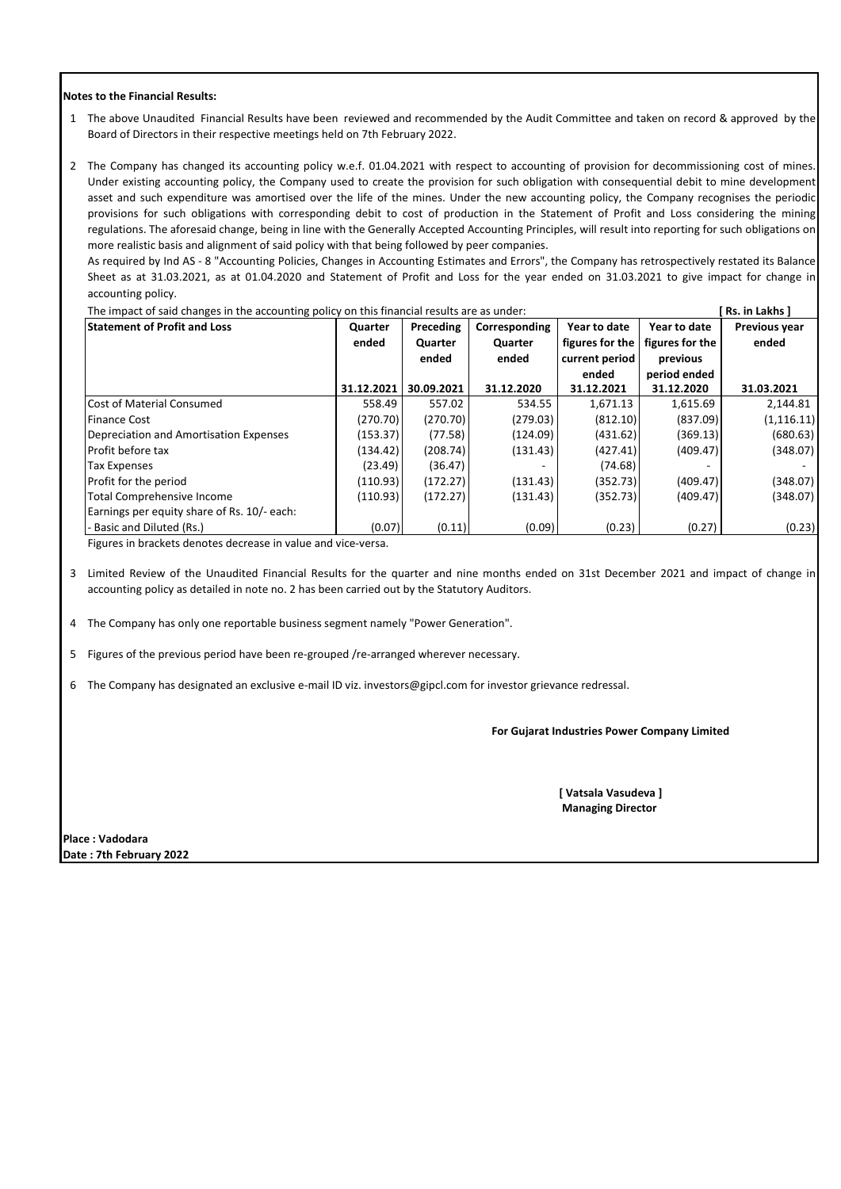**Notes to the Financial Results:**

1. The above Unaudited Financial Results have been reviewed and recommended by the Audit Committee and taken on record & approved by the Board of Directors in their respective meetings held on 7th February 2022.

2. The Company has changed its accounting policy w.e.f. 01.04.2021 with respect to accounting of provision for decommissioning cost of mines. Under existing accounting policy, the Company used to create the provision for such obligation with consequential debit to mine development asset and such expenditure was amortised over the life of the mines. Under the new accounting policy, the Company recognises the periodic provisions for such obligations with corresponding debit to cost of production in the Statement of Profit and Loss considering the mining regulations. The aforesaid change, being in line with the Generally Accepted Accounting Principles, will result into reporting for such obligations on more realistic basis and alignment of said policy with that being followed by peer companies.
   As required by Ind AS - 8 "Accounting Policies, Changes in Accounting Estimates and Errors", the Company has retrospectively restated its Balance Sheet as at 31.03.2021, as at 01.04.2020 and Statement of Profit and Loss for the year ended on 31.03.2021 to give impact for change in accounting policy.
   The impact of said changes in the accounting policy on this financial results are as under: [ Rs. in Lakhs ]

| Statement of Profit and Loss | Quarter ended | Preceding Quarter ended | Corresponding Quarter ended | Year to date figures for the current period ended | Year to date figures for the previous period ended | Previous year ended |
|---|---|---|---|---|---|---|
| | 31.12.2021 | 30.09.2021 | 31.12.2020 | 31.12.2021 | 31.12.2020 | 31.03.2021 |
| Cost of Material Consumed | 558.49 | 557.02 | 534.55 | 1,671.13 | 1,615.69 | 2,144.81 |
| Finance Cost | (270.70) | (270.70) | (279.03) | (812.10) | (837.09) | (1,116.11) |
| Depreciation and Amortisation Expenses | (153.37) | (77.58) | (124.09) | (431.62) | (369.13) | (680.63) |
| Profit before tax | (134.42) | (208.74) | (131.43) | (427.41) | (409.47) | (348.07) |
| Tax Expenses | (23.49) | (36.47) | - | (74.68) | - | - |
| Profit for the period | (110.93) | (172.27) | (131.43) | (352.73) | (409.47) | (348.07) |
| Total Comprehensive Income | (110.93) | (172.27) | (131.43) | (352.73) | (409.47) | (348.07) |
| Earnings per equity share of Rs. 10/- each: | | | | | | |
| - Basic and Diluted (Rs.) | (0.07) | (0.11) | (0.09) | (0.23) | (0.27) | (0.23) |

   Figures in brackets denotes decrease in value and vice-versa.

3. Limited Review of the Unaudited Financial Results for the quarter and nine months ended on 31st December 2021 and impact of change in accounting policy as detailed in note no. 2 has been carried out by the Statutory Auditors.

4. The Company has only one reportable business segment namely "Power Generation".

5. Figures of the previous period have been re-grouped /re-arranged wherever necessary.

6. The Company has designated an exclusive e-mail ID viz. investors@gipcl.com for investor grievance redressal.

**For Gujarat Industries Power Company Limited**

**[ Vatsala Vasudeva ]**
**Managing Director**

**Place : Vadodara**
**Date : 7th February 2022**